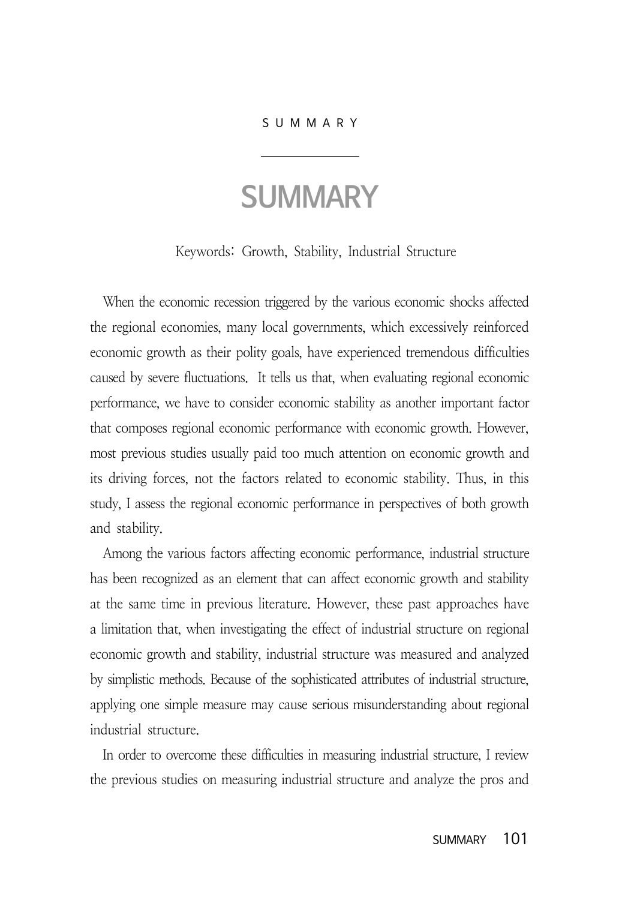# SUMMARY

Keywords: Growth, Stability, Industrial Structure

When the economic recession triggered by the various economic shocks affected the regional economies, many local governments, which excessively reinforced economic growth as their polity goals, have experienced tremendous difficulties caused by severe fluctuations. It tells us that, when evaluating regional economic performance, we have to consider economic stability as another important factor that composes regional economic performance with economic growth. However, most previous studies usually paid too much attention on economic growth and its driving forces, not the factors related to economic stability. Thus, in this study, I assess the regional economic performance in perspectives of both growth and stability.

Among the various factors affecting economic performance, industrial structure has been recognized as an element that can affect economic growth and stability at the same time in previous literature. However, these past approaches have a limitation that, when investigating the effect of industrial structure on regional economic growth and stability, industrial structure was measured and analyzed by simplistic methods. Because of the sophisticated attributes of industrial structure, applying one simple measure may cause serious misunderstanding about regional industrial structure.

In order to overcome these difficulties in measuring industrial structure, I review the previous studies on measuring industrial structure and analyze the pros and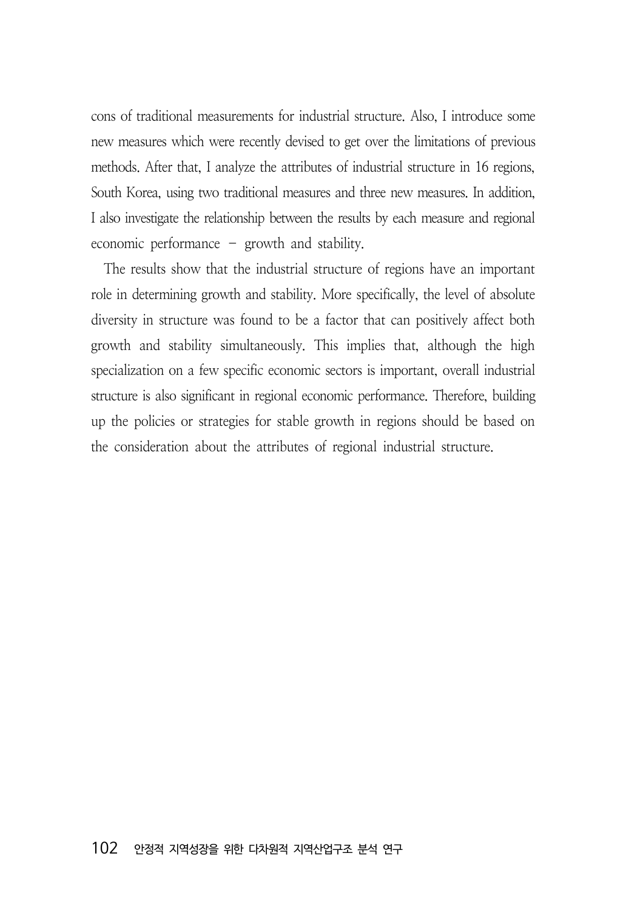cons of traditional measurements for industrial structure. Also, I introduce some new measures which were recently devised to get over the limitations of previous methods. After that, I analyze the attributes of industrial structure in 16 regions, South Korea, using two traditional measures and three new measures. In addition, I also investigate the relationship between the results by each measure and regional economic performance – growth and stability.

The results show that the industrial structure of regions have an important role in determining growth and stability. More specifically, the level of absolute diversity in structure was found to be a factor that can positively affect both growth and stability simultaneously. This implies that, although the high specialization on a few specific economic sectors is important, overall industrial structure is also significant in regional economic performance. Therefore, building up the policies or strategies for stable growth in regions should be based on the consideration about the attributes of regional industrial structure.